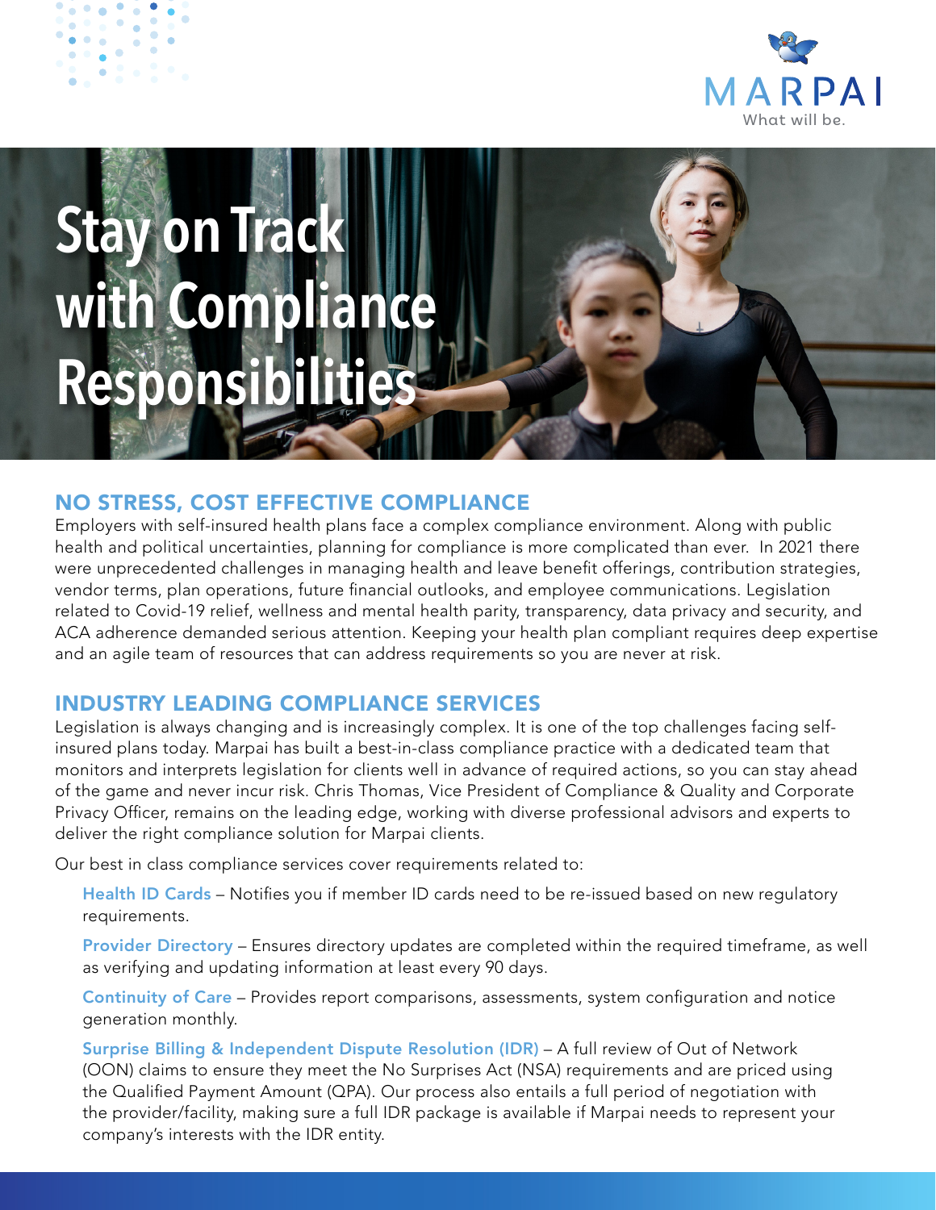MARPAI
What will be.

# Stay on Track with Compliance Responsibilities

## NO STRESS, COST EFFECTIVE COMPLIANCE

Employers with self-insured health plans face a complex compliance environment. Along with public health and political uncertainties, planning for compliance is more complicated than ever. In 2021 there were unprecedented challenges in managing health and leave benefit offerings, contribution strategies, vendor terms, plan operations, future financial outlooks, and employee communications. Legislation related to Covid-19 relief, wellness and mental health parity, transparency, data privacy and security, and ACA adherence demanded serious attention. Keeping your health plan compliant requires deep expertise and an agile team of resources that can address requirements so you are never at risk.

## INDUSTRY LEADING COMPLIANCE SERVICES

Legislation is always changing and is increasingly complex. It is one of the top challenges facing self-insured plans today. Marpai has built a best-in-class compliance practice with a dedicated team that monitors and interprets legislation for clients well in advance of required actions, so you can stay ahead of the game and never incur risk. Chris Thomas, Vice President of Compliance & Quality and Corporate Privacy Officer, remains on the leading edge, working with diverse professional advisors and experts to deliver the right compliance solution for Marpai clients.

Our best in class compliance services cover requirements related to:

- **Health ID Cards** – Notifies you if member ID cards need to be re-issued based on new regulatory requirements.
- **Provider Directory** – Ensures directory updates are completed within the required timeframe, as well as verifying and updating information at least every 90 days.
- **Continuity of Care** – Provides report comparisons, assessments, system configuration and notice generation monthly.
- **Surprise Billing & Independent Dispute Resolution (IDR)** – A full review of Out of Network (OON) claims to ensure they meet the No Surprises Act (NSA) requirements and are priced using the Qualified Payment Amount (QPA). Our process also entails a full period of negotiation with the provider/facility, making sure a full IDR package is available if Marpai needs to represent your company's interests with the IDR entity.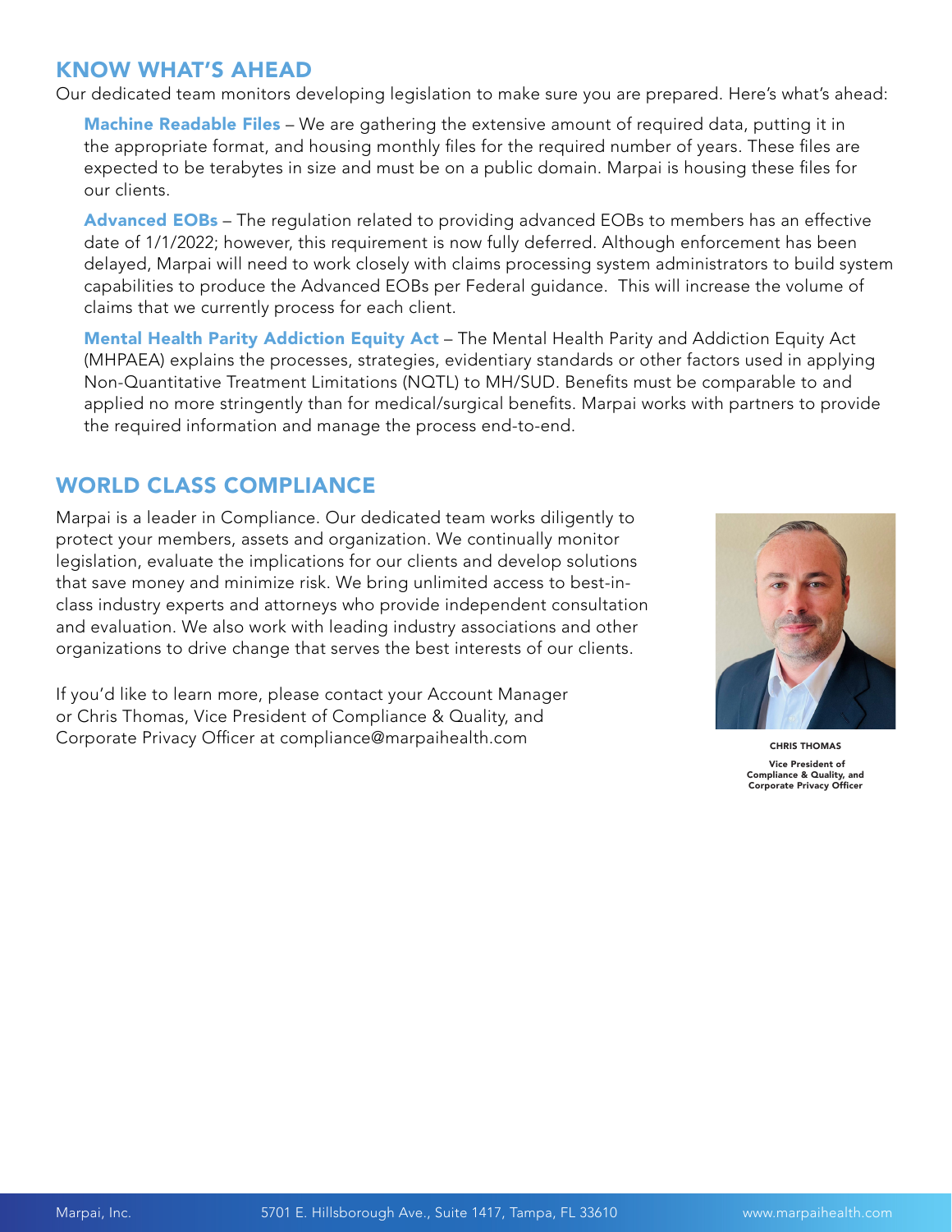## KNOW WHAT'S AHEAD

Our dedicated team monitors developing legislation to make sure you are prepared. Here's what's ahead:

**Machine Readable Files** – We are gathering the extensive amount of required data, putting it in the appropriate format, and housing monthly files for the required number of years. These files are expected to be terabytes in size and must be on a public domain. Marpai is housing these files for our clients.

**Advanced EOBs** – The regulation related to providing advanced EOBs to members has an effective date of 1/1/2022; however, this requirement is now fully deferred. Although enforcement has been delayed, Marpai will need to work closely with claims processing system administrators to build system capabilities to produce the Advanced EOBs per Federal guidance. This will increase the volume of claims that we currently process for each client.

**Mental Health Parity Addiction Equity Act** – The Mental Health Parity and Addiction Equity Act (MHPAEA) explains the processes, strategies, evidentiary standards or other factors used in applying Non-Quantitative Treatment Limitations (NQTL) to MH/SUD. Benefits must be comparable to and applied no more stringently than for medical/surgical benefits. Marpai works with partners to provide the required information and manage the process end-to-end.

## WORLD CLASS COMPLIANCE

Marpai is a leader in Compliance. Our dedicated team works diligently to protect your members, assets and organization. We continually monitor legislation, evaluate the implications for our clients and develop solutions that save money and minimize risk. We bring unlimited access to best-in-class industry experts and attorneys who provide independent consultation and evaluation. We also work with leading industry associations and other organizations to drive change that serves the best interests of our clients.

If you'd like to learn more, please contact your Account Manager or Chris Thomas, Vice President of Compliance & Quality, and Corporate Privacy Officer at compliance@marpaihealth.com

**CHRIS THOMAS**
**Vice President of Compliance & Quality, and Corporate Privacy Officer**

Marpai, Inc. 5701 E. Hillsborough Ave., Suite 1417, Tampa, FL 33610 www.marpaihealth.com